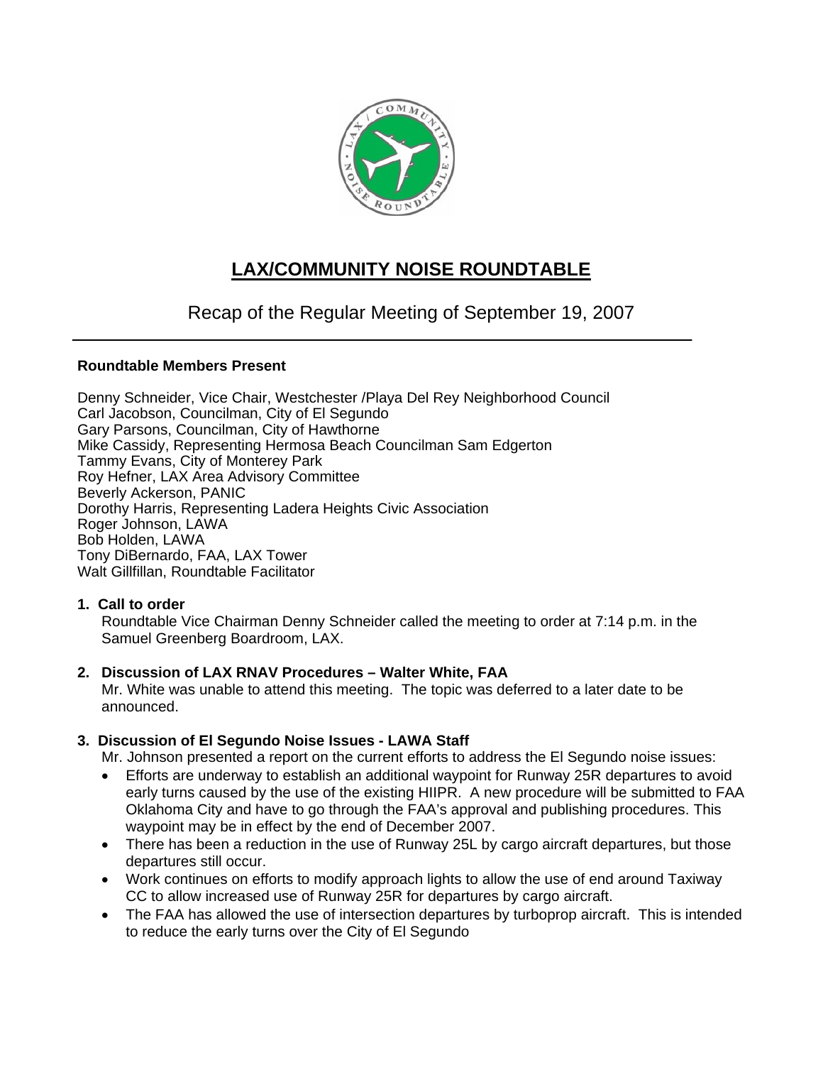# LAX/COMMUNITY NOISE ROUNDTABLE

## Recap of the Regular Meeting of September 19, 2007

---

**Roundtable Members Present**

Denny Schneider, Vice Chair, Westchester /Playa Del Rey Neighborhood Council
Carl Jacobson, Councilman, City of El Segundo
Gary Parsons, Councilman, City of Hawthorne
Mike Cassidy, Representing Hermosa Beach Councilman Sam Edgerton
Tammy Evans, City of Monterey Park
Roy Hefner, LAX Area Advisory Committee
Beverly Ackerson, PANIC
Dorothy Harris, Representing Ladera Heights Civic Association
Roger Johnson, LAWA
Bob Holden, LAWA
Tony DiBernardo, FAA, LAX Tower
Walt Gillfillan, Roundtable Facilitator

**1. Call to order**

Roundtable Vice Chairman Denny Schneider called the meeting to order at 7:14 p.m. in the Samuel Greenberg Boardroom, LAX.

**2. Discussion of LAX RNAV Procedures – Walter White, FAA**

Mr. White was unable to attend this meeting. The topic was deferred to a later date to be announced.

**3. Discussion of El Segundo Noise Issues - LAWA Staff**

Mr. Johnson presented a report on the current efforts to address the El Segundo noise issues:

- Efforts are underway to establish an additional waypoint for Runway 25R departures to avoid early turns caused by the use of the existing HIIPR. A new procedure will be submitted to FAA Oklahoma City and have to go through the FAA's approval and publishing procedures. This waypoint may be in effect by the end of December 2007.
- There has been a reduction in the use of Runway 25L by cargo aircraft departures, but those departures still occur.
- Work continues on efforts to modify approach lights to allow the use of end around Taxiway CC to allow increased use of Runway 25R for departures by cargo aircraft.
- The FAA has allowed the use of intersection departures by turboprop aircraft. This is intended to reduce the early turns over the City of El Segundo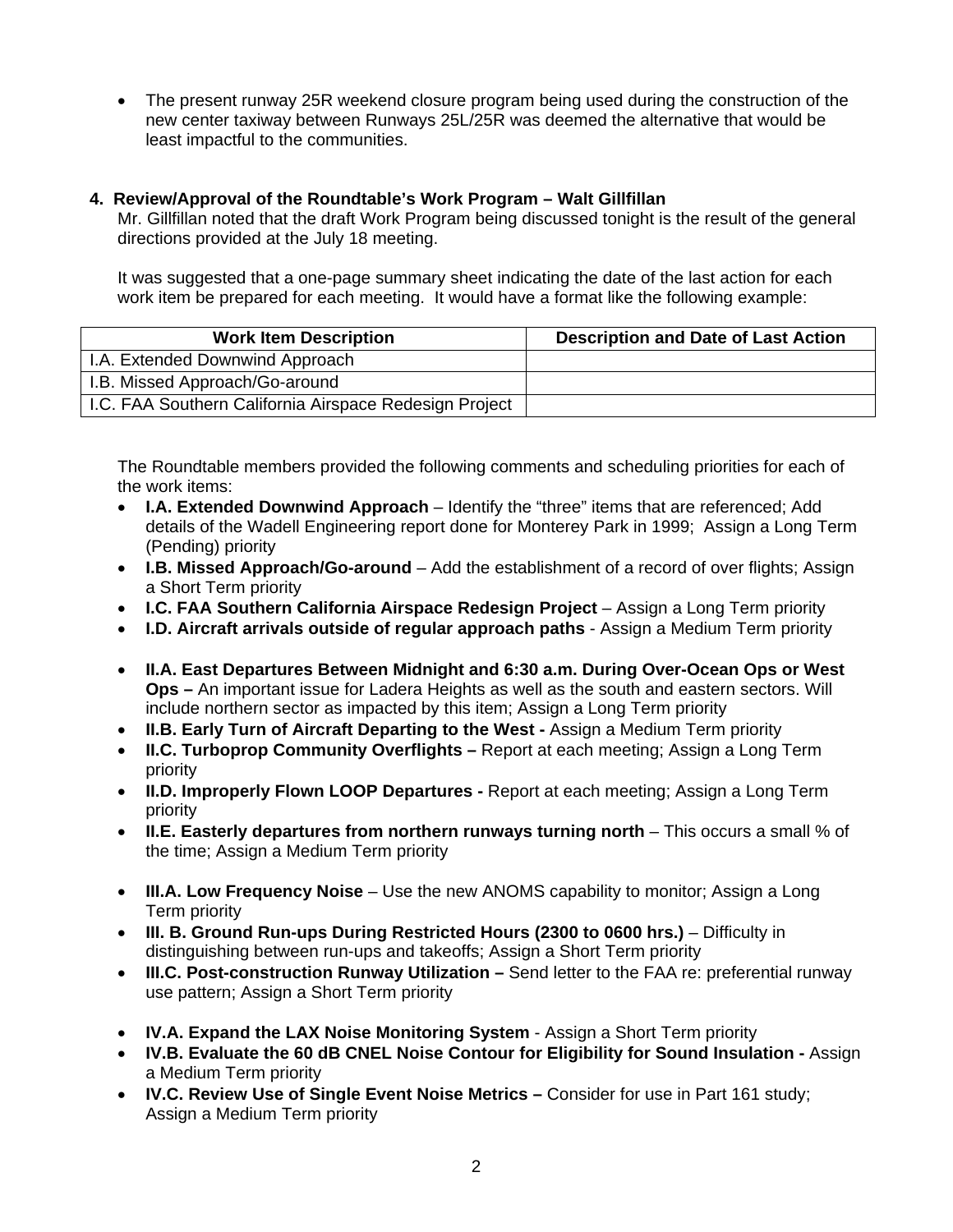- The present runway 25R weekend closure program being used during the construction of the new center taxiway between Runways 25L/25R was deemed the alternative that would be least impactful to the communities.

**4. Review/Approval of the Roundtable's Work Program – Walt Gillfillan**

Mr. Gillfillan noted that the draft Work Program being discussed tonight is the result of the general directions provided at the July 18 meeting.

It was suggested that a one-page summary sheet indicating the date of the last action for each work item be prepared for each meeting. It would have a format like the following example:

| Work Item Description | Description and Date of Last Action |
|---|---|
| I.A. Extended Downwind Approach | |
| I.B. Missed Approach/Go-around | |
| I.C. FAA Southern California Airspace Redesign Project | |

The Roundtable members provided the following comments and scheduling priorities for each of the work items:

- **I.A. Extended Downwind Approach** – Identify the "three" items that are referenced; Add details of the Wadell Engineering report done for Monterey Park in 1999; Assign a Long Term (Pending) priority
- **I.B. Missed Approach/Go-around** – Add the establishment of a record of over flights; Assign a Short Term priority
- **I.C. FAA Southern California Airspace Redesign Project** – Assign a Long Term priority
- **I.D. Aircraft arrivals outside of regular approach paths** - Assign a Medium Term priority

- **II.A. East Departures Between Midnight and 6:30 a.m. During Over-Ocean Ops or West Ops –** An important issue for Ladera Heights as well as the south and eastern sectors. Will include northern sector as impacted by this item; Assign a Long Term priority
- **II.B. Early Turn of Aircraft Departing to the West -** Assign a Medium Term priority
- **II.C. Turboprop Community Overflights –** Report at each meeting; Assign a Long Term priority
- **II.D. Improperly Flown LOOP Departures -** Report at each meeting; Assign a Long Term priority
- **II.E. Easterly departures from northern runways turning north** – This occurs a small % of the time; Assign a Medium Term priority

- **III.A. Low Frequency Noise** – Use the new ANOMS capability to monitor; Assign a Long Term priority
- **III. B. Ground Run-ups During Restricted Hours (2300 to 0600 hrs.)** – Difficulty in distinguishing between run-ups and takeoffs; Assign a Short Term priority
- **III.C. Post-construction Runway Utilization –** Send letter to the FAA re: preferential runway use pattern; Assign a Short Term priority

- **IV.A. Expand the LAX Noise Monitoring System** - Assign a Short Term priority
- **IV.B. Evaluate the 60 dB CNEL Noise Contour for Eligibility for Sound Insulation -** Assign a Medium Term priority
- **IV.C. Review Use of Single Event Noise Metrics –** Consider for use in Part 161 study; Assign a Medium Term priority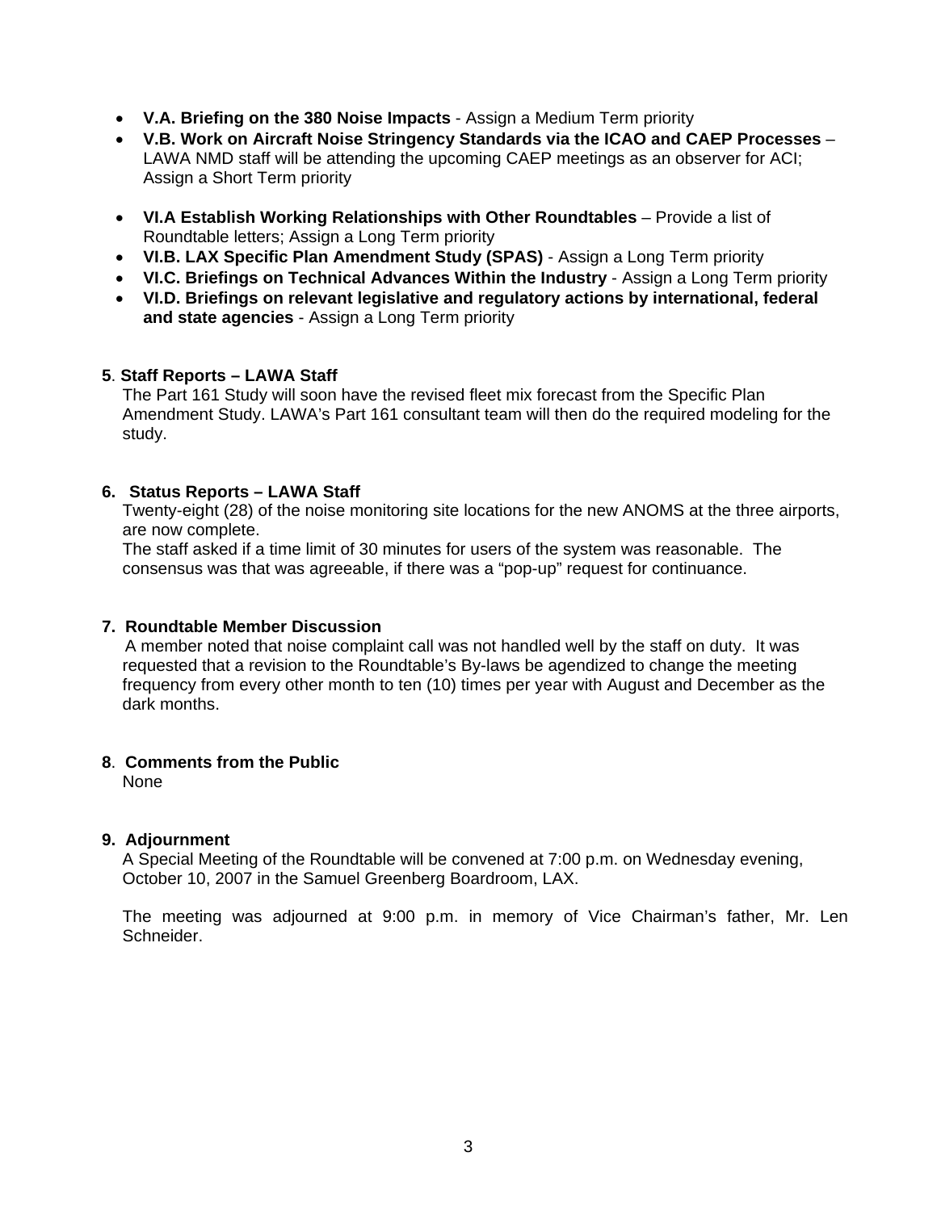- **V.A. Briefing on the 380 Noise Impacts** - Assign a Medium Term priority
- **V.B. Work on Aircraft Noise Stringency Standards via the ICAO and CAEP Processes** – LAWA NMD staff will be attending the upcoming CAEP meetings as an observer for ACI; Assign a Short Term priority

- **VI.A Establish Working Relationships with Other Roundtables** – Provide a list of Roundtable letters; Assign a Long Term priority
- **VI.B. LAX Specific Plan Amendment Study (SPAS)** - Assign a Long Term priority
- **VI.C. Briefings on Technical Advances Within the Industry** - Assign a Long Term priority
- **VI.D. Briefings on relevant legislative and regulatory actions by international, federal and state agencies** - Assign a Long Term priority

**5. Staff Reports – LAWA Staff**

The Part 161 Study will soon have the revised fleet mix forecast from the Specific Plan Amendment Study. LAWA's Part 161 consultant team will then do the required modeling for the study.

**6. Status Reports – LAWA Staff**

Twenty-eight (28) of the noise monitoring site locations for the new ANOMS at the three airports, are now complete.

The staff asked if a time limit of 30 minutes for users of the system was reasonable. The consensus was that was agreeable, if there was a "pop-up" request for continuance.

**7. Roundtable Member Discussion**

A member noted that noise complaint call was not handled well by the staff on duty. It was requested that a revision to the Roundtable's By-laws be agendized to change the meeting frequency from every other month to ten (10) times per year with August and December as the dark months.

**8. Comments from the Public**

None

**9. Adjournment**

A Special Meeting of the Roundtable will be convened at 7:00 p.m. on Wednesday evening, October 10, 2007 in the Samuel Greenberg Boardroom, LAX.

The meeting was adjourned at 9:00 p.m. in memory of Vice Chairman's father, Mr. Len Schneider.